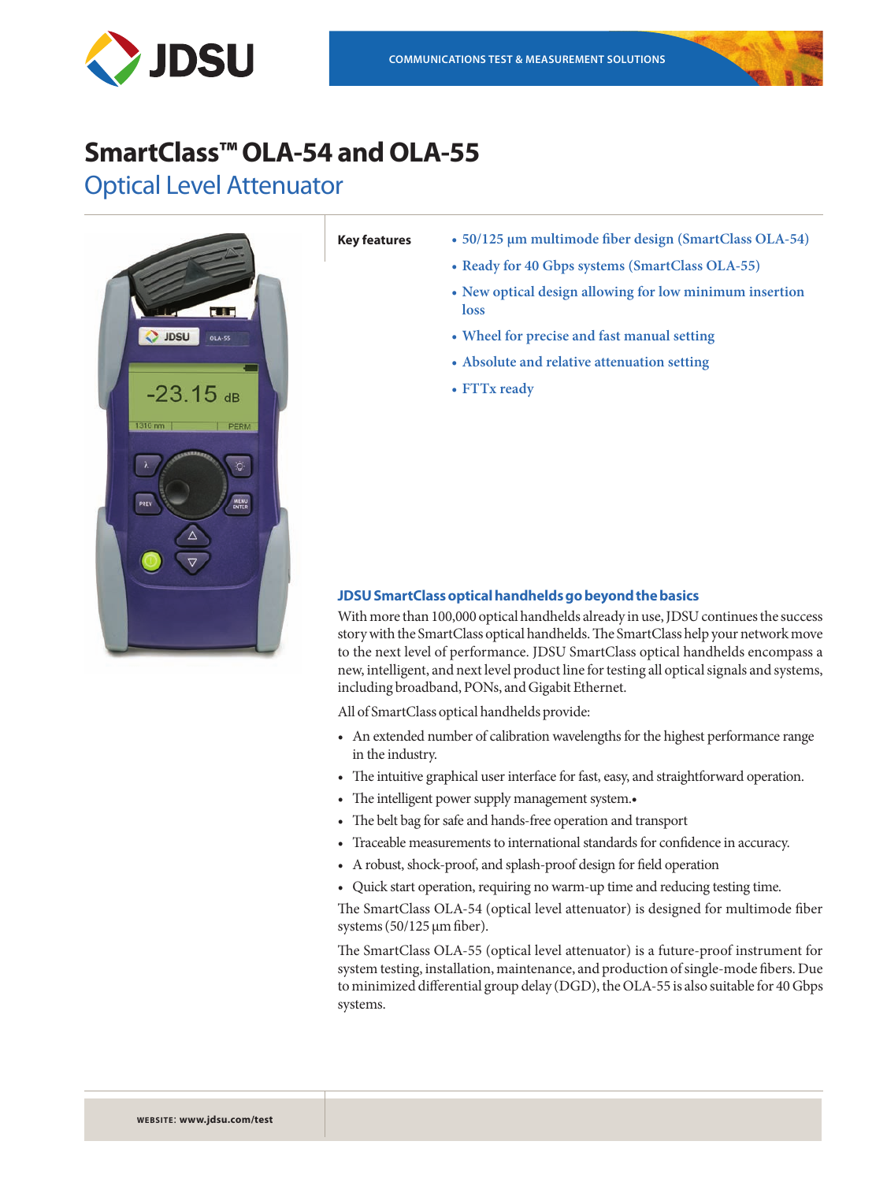# SmartClass™ OLA-54 and OLA-55

## Optical Level Attenuator

**Key features**

- 50/125 µm multimode fiber design (SmartClass OLA-54)
- Ready for 40 Gbps systems (SmartClass OLA-55)
- New optical design allowing for low minimum insertion loss
- Wheel for precise and fast manual setting
- Absolute and relative attenuation setting
- FTTx ready

### JDSU SmartClass optical handhelds go beyond the basics

With more than 100,000 optical handhelds already in use, JDSU continues the success story with the SmartClass optical handhelds. The SmartClass help your network move to the next level of performance. JDSU SmartClass optical handhelds encompass a new, intelligent, and next level product line for testing all optical signals and systems, including broadband, PONs, and Gigabit Ethernet.

All of SmartClass optical handhelds provide:

- An extended number of calibration wavelengths for the highest performance range in the industry.
- The intuitive graphical user interface for fast, easy, and straightforward operation.
- The intelligent power supply management system.•
- The belt bag for safe and hands-free operation and transport
- Traceable measurements to international standards for confidence in accuracy.
- A robust, shock-proof, and splash-proof design for field operation
- Quick start operation, requiring no warm-up time and reducing testing time.

The SmartClass OLA-54 (optical level attenuator) is designed for multimode fiber systems (50/125 µm fiber).

The SmartClass OLA-55 (optical level attenuator) is a future-proof instrument for system testing, installation, maintenance, and production of single-mode fibers. Due to minimized differential group delay (DGD), the OLA-55 is also suitable for 40 Gbps systems.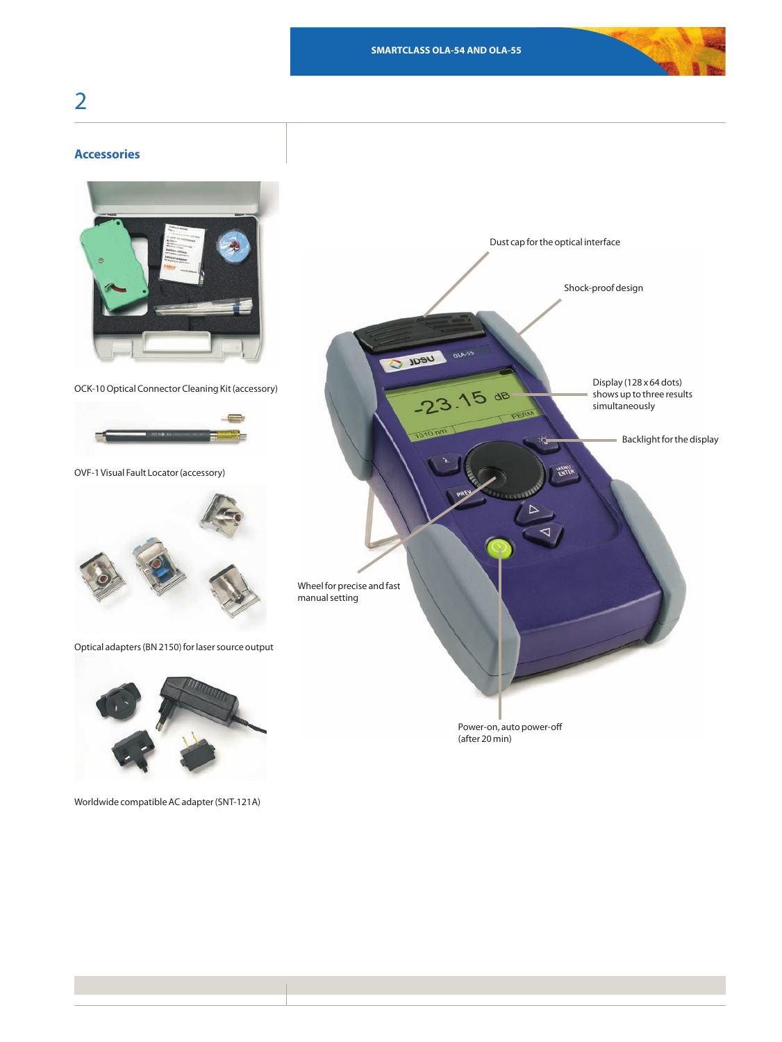## Accessories

OCK-10 Optical Connector Cleaning Kit (accessory)

OVF-1 Visual Fault Locator (accessory)

Optical adapters (BN 2150) for laser source output

Worldwide compatible AC adapter (SNT-121A)

Dust cap for the optical interface

Shock-proof design

Display (128 x 64 dots) shows up to three results simultaneously

Backlight for the display

Wheel for precise and fast manual setting

Power-on, auto power-off (after 20 min)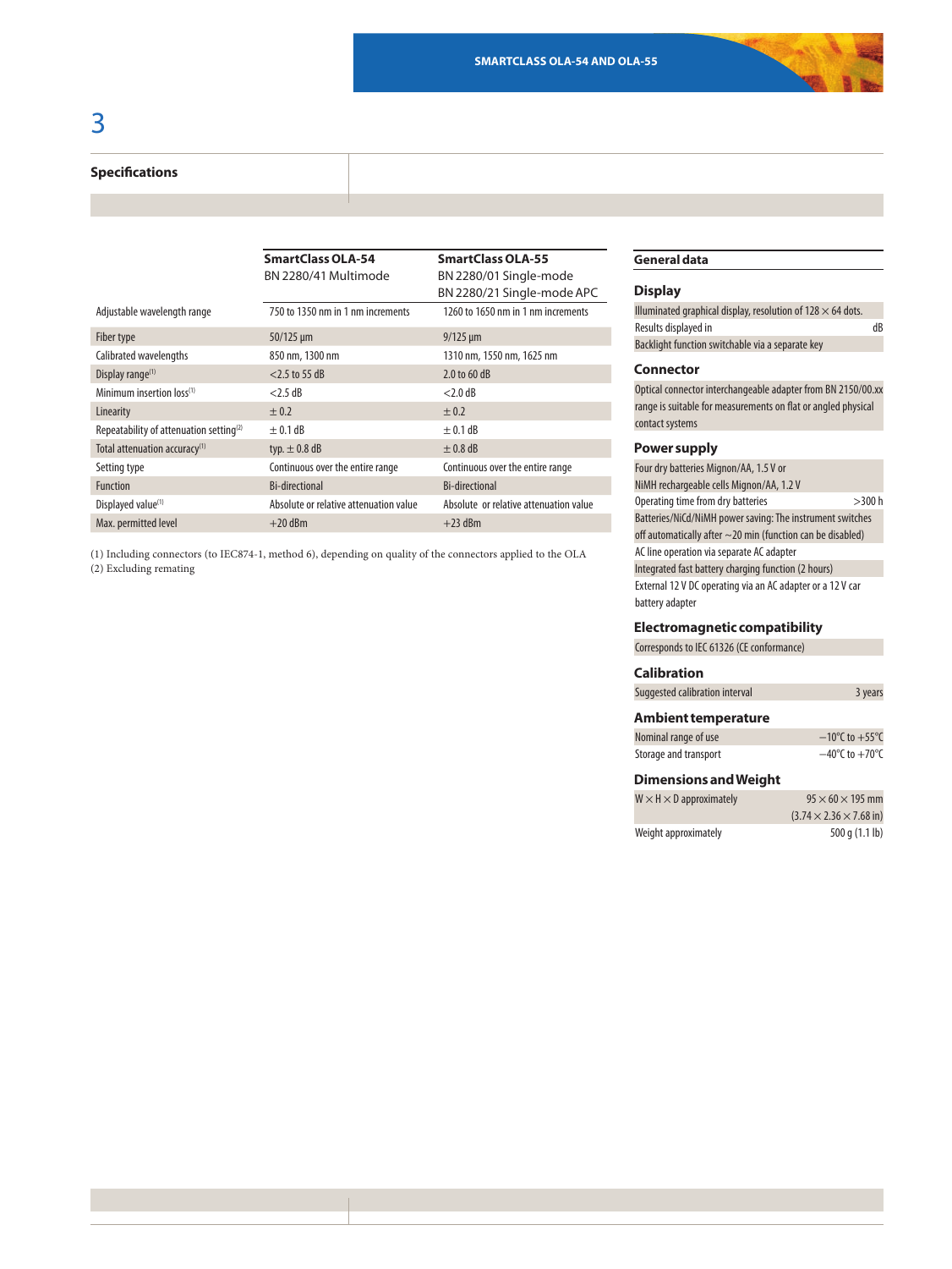## Specifications

| | SmartClass OLA-54<br>BN 2280/41 Multimode | SmartClass OLA-55<br>BN 2280/01 Single-mode<br>BN 2280/21 Single-mode APC |
|---|---|---|
| Adjustable wavelength range | 750 to 1350 nm in 1 nm increments | 1260 to 1650 nm in 1 nm increments |
| Fiber type | 50/125 µm | 9/125 µm |
| Calibrated wavelengths | 850 nm, 1300 nm | 1310 nm, 1550 nm, 1625 nm |
| Display range[1] | <2.5 to 55 dB | 2.0 to 60 dB |
| Minimum insertion loss[1] | <2.5 dB | <2.0 dB |
| Linearity | ± 0.2 | ± 0.2 |
| Repeatability of attenuation setting[2] | ± 0.1 dB | ± 0.1 dB |
| Total attenuation accuracy[1] | typ. ± 0.8 dB | ± 0.8 dB |
| Setting type | Continuous over the entire range | Continuous over the entire range |
| Function | Bi-directional | Bi-directional |
| Displayed value[1] | Absolute or relative attenuation value | Absolute or relative attenuation value |
| Max. permitted level | +20 dBm | +23 dBm |

(1) Including connectors (to IEC874-1, method 6), depending on quality of the connectors applied to the OLA
(2) Excluding remating

### General data

#### Display

Illuminated graphical display, resolution of 128 × 64 dots.

| | |
|---|---|
| Results displayed in | dB |

Backlight function switchable via a separate key

#### Connector

Optical connector interchangeable adapter from BN 2150/00.xx range is suitable for measurements on flat or angled physical contact systems

#### Power supply

Four dry batteries Mignon/AA, 1.5 V or NiMH rechargeable cells Mignon/AA, 1.2 V

| | |
|---|---|
| Operating time from dry batteries | >300 h |

Batteries/NiCd/NiMH power saving: The instrument switches off automatically after ~20 min (function can be disabled)

AC line operation via separate AC adapter

Integrated fast battery charging function (2 hours)

External 12 V DC operating via an AC adapter or a 12 V car battery adapter

#### Electromagnetic compatibility

Corresponds to IEC 61326 (CE conformance)

#### Calibration

| | |
|---|---|
| Suggested calibration interval | 3 years |

#### Ambient temperature

| | |
|---|---|
| Nominal range of use | −10°C to +55°C |
| Storage and transport | −40°C to +70°C |

#### Dimensions and Weight

| | |
|---|---|
| W × H × D approximately | 95 × 60 × 195 mm<br>(3.74 × 2.36 × 7.68 in) |
| Weight approximately | 500 g (1.1 lb) |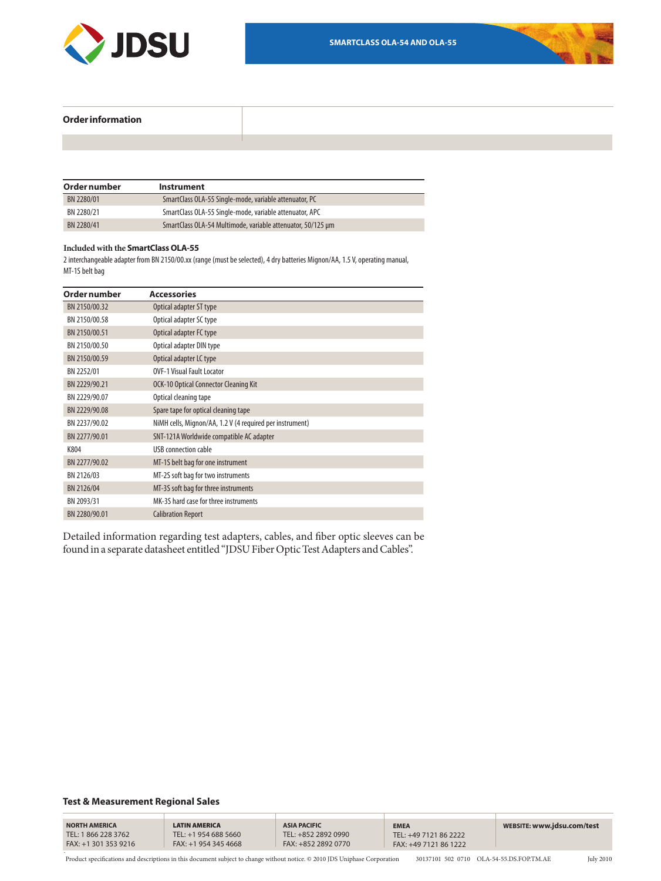## Order information

| Order number | Instrument |
|---|---|
| BN 2280/01 | SmartClass OLA-55 Single-mode, variable attenuator, PC |
| BN 2280/21 | SmartClass OLA-55 Single-mode, variable attenuator, APC |
| BN 2280/41 | SmartClass OLA-54 Multimode, variable attenuator, 50/125 µm |

**Included with the SmartClass OLA-55**

2 interchangeable adapter from BN 2150/00.xx (range (must be selected), 4 dry batteries Mignon/AA, 1.5 V, operating manual, MT-1S belt bag

| Order number | Accessories |
|---|---|
| BN 2150/00.32 | Optical adapter ST type |
| BN 2150/00.58 | Optical adapter SC type |
| BN 2150/00.51 | Optical adapter FC type |
| BN 2150/00.50 | Optical adapter DIN type |
| BN 2150/00.59 | Optical adapter LC type |
| BN 2252/01 | OVF-1 Visual Fault Locator |
| BN 2229/90.21 | OCK-10 Optical Connector Cleaning Kit |
| BN 2229/90.07 | Optical cleaning tape |
| BN 2229/90.08 | Spare tape for optical cleaning tape |
| BN 2237/90.02 | NiMH cells, Mignon/AA, 1.2 V (4 required per instrument) |
| BN 2277/90.01 | SNT-121A Worldwide compatible AC adapter |
| K804 | USB connection cable |
| BN 2277/90.02 | MT-1S belt bag for one instrument |
| BN 2126/03 | MT-2S soft bag for two instruments |
| BN 2126/04 | MT-3S soft bag for three instruments |
| BN 2093/31 | MK-3S hard case for three instruments |
| BN 2280/90.01 | Calibration Report |

Detailed information regarding test adapters, cables, and fiber optic sleeves can be found in a separate datasheet entitled "JDSU Fiber Optic Test Adapters and Cables".

**Test & Measurement Regional Sales**

| NORTH AMERICA | LATIN AMERICA | ASIA PACIFIC | EMEA | WEBSITE: www.jdsu.com/test |
|---|---|---|---|---|
| TEL: 1 866 228 3762<br>FAX: +1 301 353 9216 | TEL: +1 954 688 5660<br>FAX: +1 954 345 4668 | TEL: +852 2892 0990<br>FAX: +852 2892 0770 | TEL: +49 7121 86 2222<br>FAX: +49 7121 86 1222 | |

Product specifications and descriptions in this document subject to change without notice. © 2010 JDS Uniphase Corporation 30137101 502 0710 OLA-54-55.DS.FOP.TM.AE July 2010